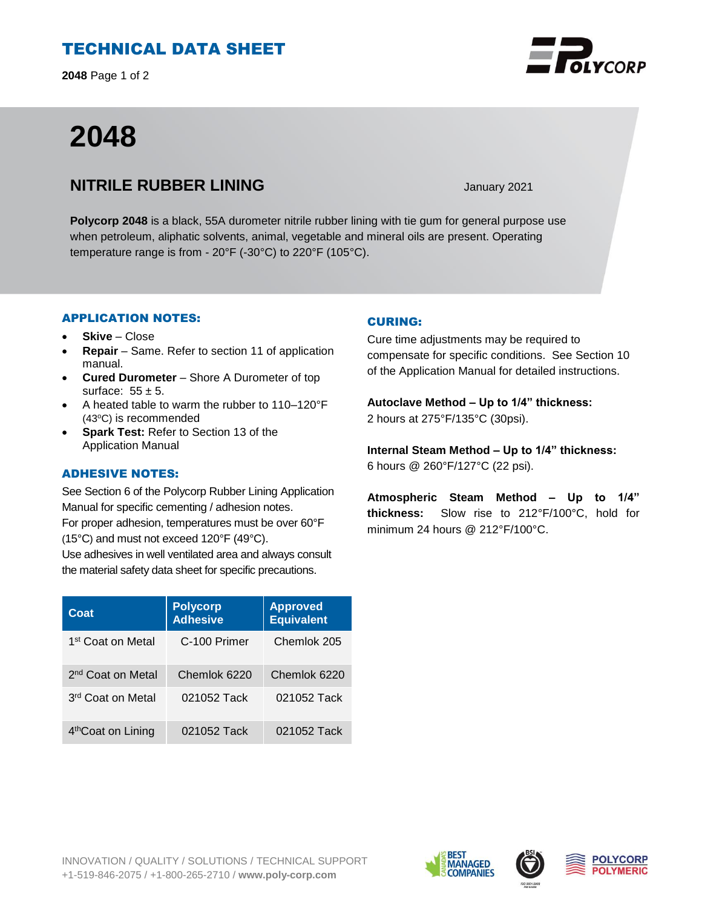# TECHNICAL DATA SHEET

# 2048

## NITRILE RUBBER LINING

January 2021

**Polycorp 2048** is a black, 55A durometer nitrile rubber lining with tie gum for general purpose use when petroleum, aliphatic solvents, animal, vegetable and mineral oils are present. Operating temperature range is from - 20°F (-30°C) to 220°F (105°C).

### APPLICATION NOTES:

- **Skive** – Close
- **Repair** – Same. Refer to section 11 of application manual.
- **Cured Durometer** – Shore A Durometer of top surface: 55 ± 5.
- A heated table to warm the rubber to 110–120°F (43°C) is recommended
- **Spark Test:** Refer to Section 13 of the Application Manual

### ADHESIVE NOTES:

See Section 6 of the Polycorp Rubber Lining Application Manual for specific cementing / adhesion notes.
For proper adhesion, temperatures must be over 60°F (15°C) and must not exceed 120°F (49°C).
Use adhesives in well ventilated area and always consult the material safety data sheet for specific precautions.

| Coat | Polycorp Adhesive | Approved Equivalent |
|---|---|---|
| 1st Coat on Metal | C-100 Primer | Chemlok 205 |
| 2nd Coat on Metal | Chemlok 6220 | Chemlok 6220 |
| 3rd Coat on Metal | 021052 Tack | 021052 Tack |
| 4th Coat on Lining | 021052 Tack | 021052 Tack |

### CURING:

Cure time adjustments may be required to compensate for specific conditions. See Section 10 of the Application Manual for detailed instructions.

**Autoclave Method – Up to 1/4" thickness:**
2 hours at 275°F/135°C (30psi).

**Internal Steam Method – Up to 1/4" thickness:**
6 hours @ 260°F/127°C (22 psi).

**Atmospheric Steam Method – Up to 1/4" thickness:** Slow rise to 212°F/100°C, hold for minimum 24 hours @ 212°F/100°C.

INNOVATION / QUALITY / SOLUTIONS / TECHNICAL SUPPORT
+1-519-846-2075 / +1-800-265-2710 / **www.poly-corp.com**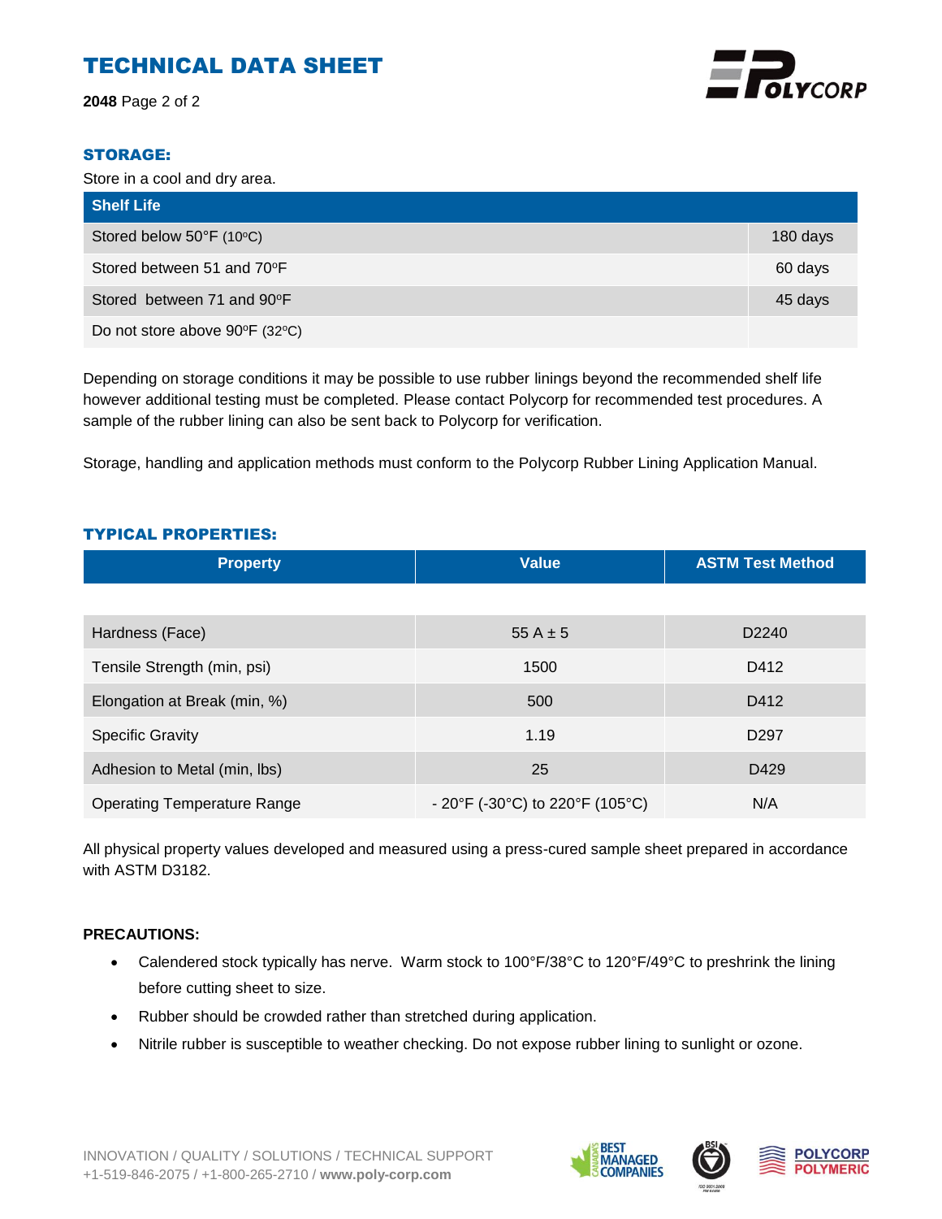## STORAGE:

Store in a cool and dry area.

| Shelf Life | |
|---|---|
| Stored below 50°F (10ºC) | 180 days |
| Stored between 51 and 70ºF | 60 days |
| Stored between 71 and 90ºF | 45 days |
| Do not store above 90ºF (32ºC) | |

Depending on storage conditions it may be possible to use rubber linings beyond the recommended shelf life however additional testing must be completed. Please contact Polycorp for recommended test procedures. A sample of the rubber lining can also be sent back to Polycorp for verification.

Storage, handling and application methods must conform to the Polycorp Rubber Lining Application Manual.

## TYPICAL PROPERTIES:

| Property | Value | ASTM Test Method |
|---|---|---|
| Hardness (Face) | 55 A ± 5 | D2240 |
| Tensile Strength (min, psi) | 1500 | D412 |
| Elongation at Break (min, %) | 500 | D412 |
| Specific Gravity | 1.19 | D297 |
| Adhesion to Metal (min, lbs) | 25 | D429 |
| Operating Temperature Range | - 20°F (-30°C) to 220°F (105°C) | N/A |

All physical property values developed and measured using a press-cured sample sheet prepared in accordance with ASTM D3182.

**PRECAUTIONS:**

- Calendered stock typically has nerve. Warm stock to 100°F/38°C to 120°F/49°C to preshrink the lining before cutting sheet to size.
- Rubber should be crowded rather than stretched during application.
- Nitrile rubber is susceptible to weather checking. Do not expose rubber lining to sunlight or ozone.

INNOVATION / QUALITY / SOLUTIONS / TECHNICAL SUPPORT
+1-519-846-2075 / +1-800-265-2710 / **www.poly-corp.com**